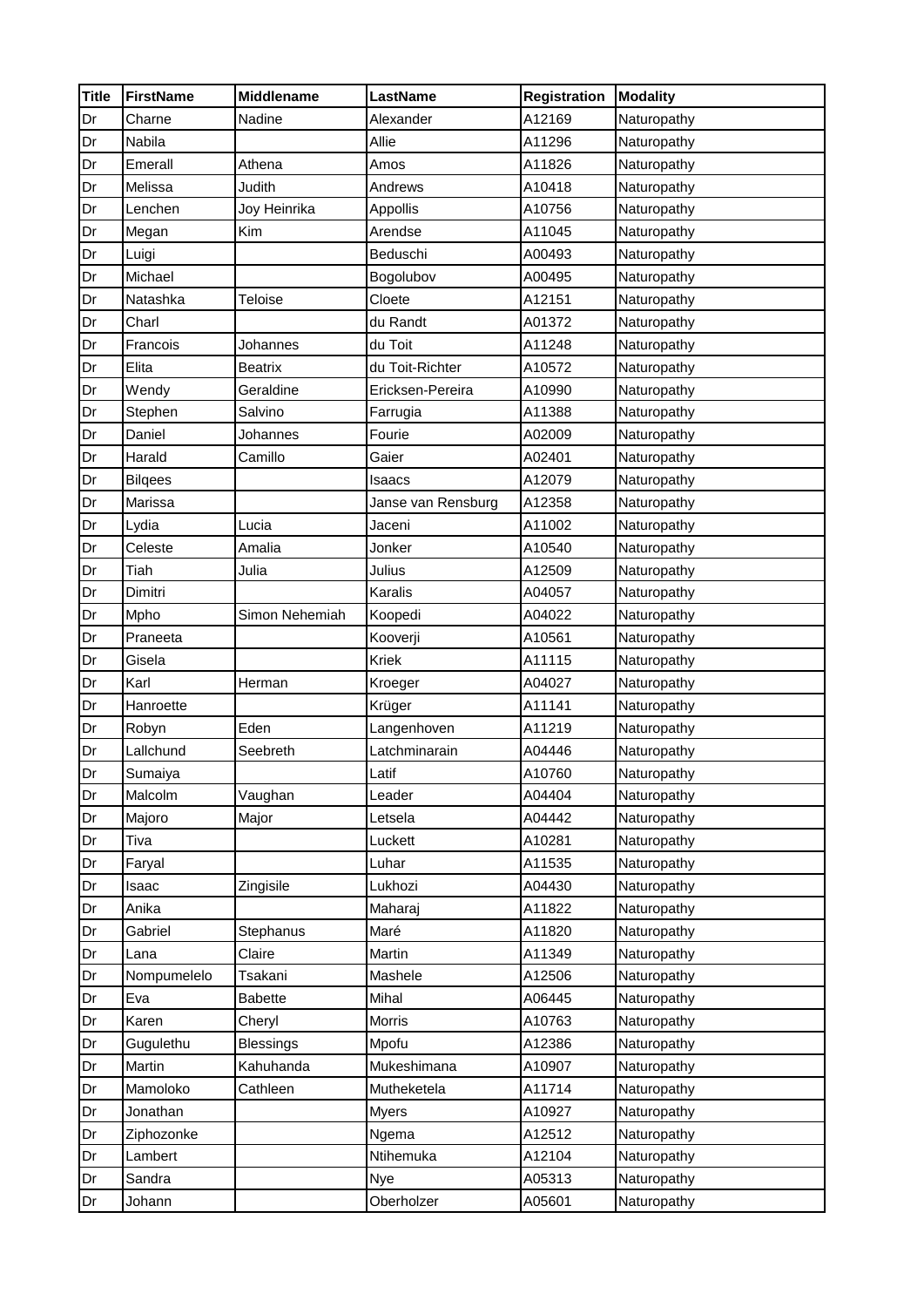| Title | FirstName | Middlename | LastName | Registration | Modality |
|---|---|---|---|---|---|
| Dr | Charne | Nadine | Alexander | A12169 | Naturopathy |
| Dr | Nabila | | Allie | A11296 | Naturopathy |
| Dr | Emerall | Athena | Amos | A11826 | Naturopathy |
| Dr | Melissa | Judith | Andrews | A10418 | Naturopathy |
| Dr | Lenchen | Joy Heinrika | Appollis | A10756 | Naturopathy |
| Dr | Megan | Kim | Arendse | A11045 | Naturopathy |
| Dr | Luigi | | Beduschi | A00493 | Naturopathy |
| Dr | Michael | | Bogolubov | A00495 | Naturopathy |
| Dr | Natashka | Teloise | Cloete | A12151 | Naturopathy |
| Dr | Charl | | du Randt | A01372 | Naturopathy |
| Dr | Francois | Johannes | du Toit | A11248 | Naturopathy |
| Dr | Elita | Beatrix | du Toit-Richter | A10572 | Naturopathy |
| Dr | Wendy | Geraldine | Ericksen-Pereira | A10990 | Naturopathy |
| Dr | Stephen | Salvino | Farrugia | A11388 | Naturopathy |
| Dr | Daniel | Johannes | Fourie | A02009 | Naturopathy |
| Dr | Harald | Camillo | Gaier | A02401 | Naturopathy |
| Dr | Bilqees | | Isaacs | A12079 | Naturopathy |
| Dr | Marissa | | Janse van Rensburg | A12358 | Naturopathy |
| Dr | Lydia | Lucia | Jaceni | A11002 | Naturopathy |
| Dr | Celeste | Amalia | Jonker | A10540 | Naturopathy |
| Dr | Tiah | Julia | Julius | A12509 | Naturopathy |
| Dr | Dimitri | | Karalis | A04057 | Naturopathy |
| Dr | Mpho | Simon Nehemiah | Koopedi | A04022 | Naturopathy |
| Dr | Praneeta | | Kooverji | A10561 | Naturopathy |
| Dr | Gisela | | Kriek | A11115 | Naturopathy |
| Dr | Karl | Herman | Kroeger | A04027 | Naturopathy |
| Dr | Hanroette | | Krüger | A11141 | Naturopathy |
| Dr | Robyn | Eden | Langenhoven | A11219 | Naturopathy |
| Dr | Lallchund | Seebreth | Latchminarain | A04446 | Naturopathy |
| Dr | Sumaiya | | Latif | A10760 | Naturopathy |
| Dr | Malcolm | Vaughan | Leader | A04404 | Naturopathy |
| Dr | Majoro | Major | Letsela | A04442 | Naturopathy |
| Dr | Tiva | | Luckett | A10281 | Naturopathy |
| Dr | Faryal | | Luhar | A11535 | Naturopathy |
| Dr | Isaac | Zingisile | Lukhozi | A04430 | Naturopathy |
| Dr | Anika | | Maharaj | A11822 | Naturopathy |
| Dr | Gabriel | Stephanus | Maré | A11820 | Naturopathy |
| Dr | Lana | Claire | Martin | A11349 | Naturopathy |
| Dr | Nompumelelo | Tsakani | Mashele | A12506 | Naturopathy |
| Dr | Eva | Babette | Mihal | A06445 | Naturopathy |
| Dr | Karen | Cheryl | Morris | A10763 | Naturopathy |
| Dr | Gugulethu | Blessings | Mpofu | A12386 | Naturopathy |
| Dr | Martin | Kahuhanda | Mukeshimana | A10907 | Naturopathy |
| Dr | Mamoloko | Cathleen | Mutheketela | A11714 | Naturopathy |
| Dr | Jonathan | | Myers | A10927 | Naturopathy |
| Dr | Ziphozonke | | Ngema | A12512 | Naturopathy |
| Dr | Lambert | | Ntihemuka | A12104 | Naturopathy |
| Dr | Sandra | | Nye | A05313 | Naturopathy |
| Dr | Johann | | Oberholzer | A05601 | Naturopathy |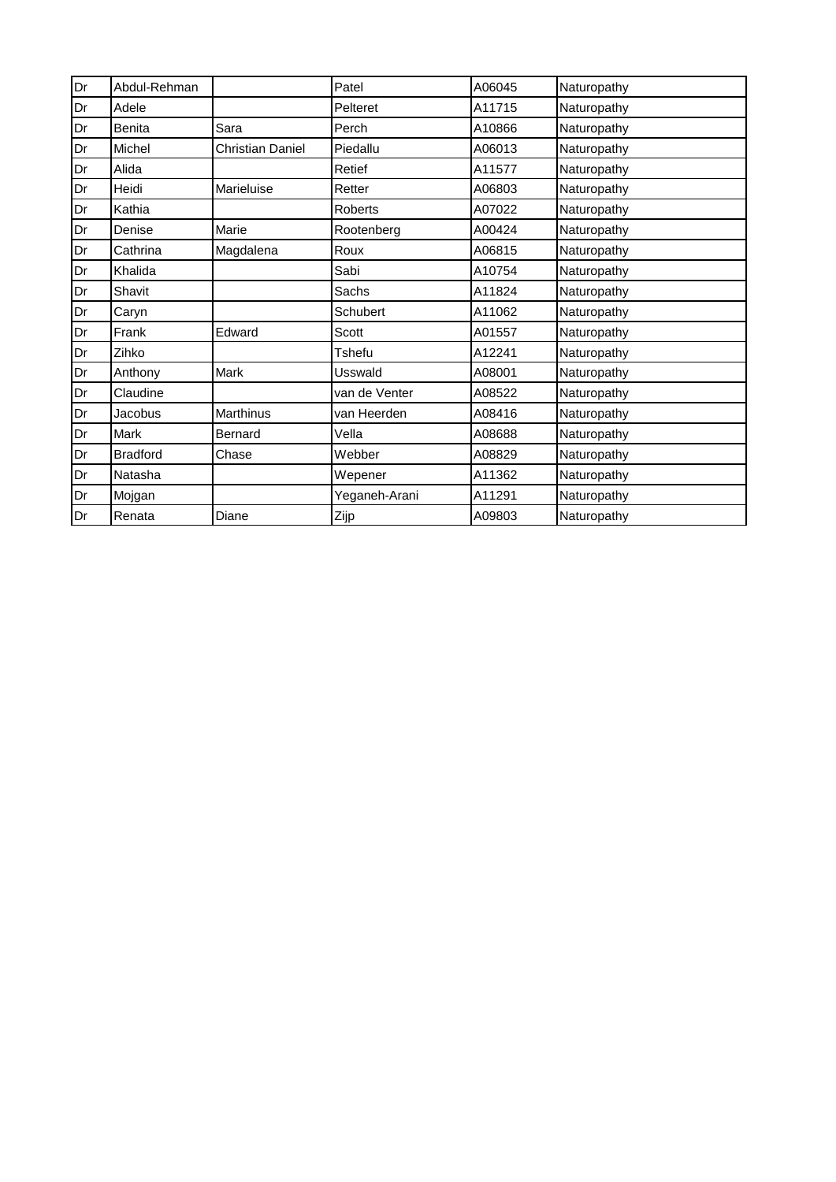| | | | | | |
|---|---|---|---|---|---|
| Dr | Abdul-Rehman | | Patel | A06045 | Naturopathy |
| Dr | Adele | | Pelteret | A11715 | Naturopathy |
| Dr | Benita | Sara | Perch | A10866 | Naturopathy |
| Dr | Michel | Christian Daniel | Piedallu | A06013 | Naturopathy |
| Dr | Alida | | Retief | A11577 | Naturopathy |
| Dr | Heidi | Marieluise | Retter | A06803 | Naturopathy |
| Dr | Kathia | | Roberts | A07022 | Naturopathy |
| Dr | Denise | Marie | Rootenberg | A00424 | Naturopathy |
| Dr | Cathrina | Magdalena | Roux | A06815 | Naturopathy |
| Dr | Khalida | | Sabi | A10754 | Naturopathy |
| Dr | Shavit | | Sachs | A11824 | Naturopathy |
| Dr | Caryn | | Schubert | A11062 | Naturopathy |
| Dr | Frank | Edward | Scott | A01557 | Naturopathy |
| Dr | Zihko | | Tshefu | A12241 | Naturopathy |
| Dr | Anthony | Mark | Usswald | A08001 | Naturopathy |
| Dr | Claudine | | van de Venter | A08522 | Naturopathy |
| Dr | Jacobus | Marthinus | van Heerden | A08416 | Naturopathy |
| Dr | Mark | Bernard | Vella | A08688 | Naturopathy |
| Dr | Bradford | Chase | Webber | A08829 | Naturopathy |
| Dr | Natasha | | Wepener | A11362 | Naturopathy |
| Dr | Mojgan | | Yeganeh-Arani | A11291 | Naturopathy |
| Dr | Renata | Diane | Zijp | A09803 | Naturopathy |